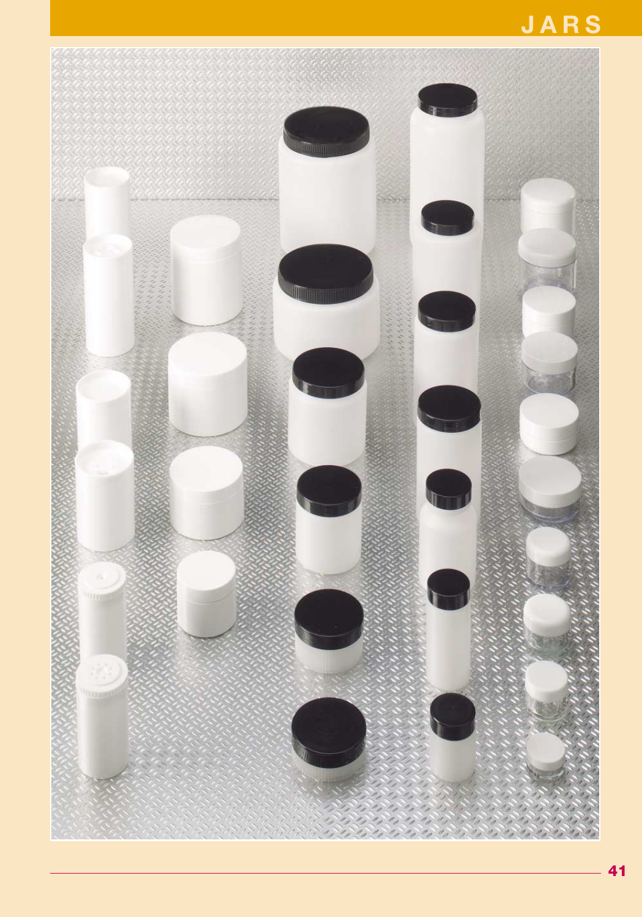# JARS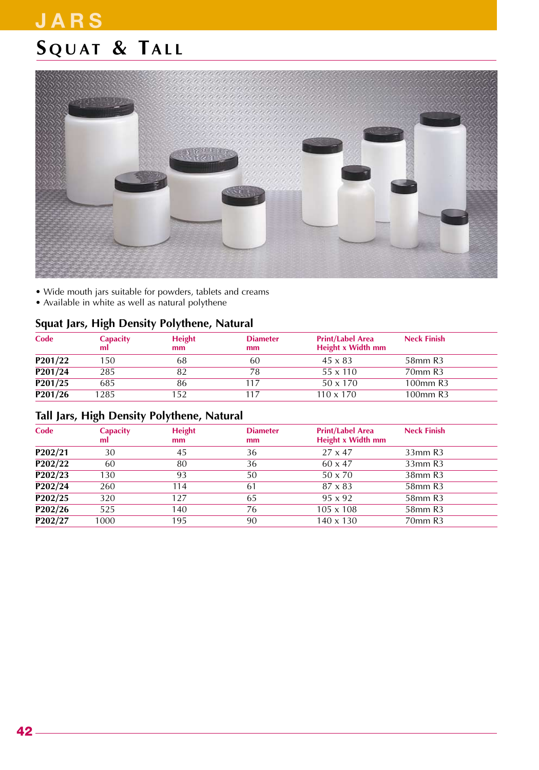# JARS

## Squat & Tall

- Wide mouth jars suitable for powders, tablets and creams
- Available in white as well as natural polythene

### Squat Jars, High Density Polythene, Natural

| Code | Capacity ml | Height mm | Diameter mm | Print/Label Area Height x Width mm | Neck Finish |
|---|---|---|---|---|---|
| **P201/22** | 150 | 68 | 60 | 45 x 83 | 58mm R3 |
| **P201/24** | 285 | 82 | 78 | 55 x 110 | 70mm R3 |
| **P201/25** | 685 | 86 | 117 | 50 x 170 | 100mm R3 |
| **P201/26** | 1285 | 152 | 117 | 110 x 170 | 100mm R3 |

### Tall Jars, High Density Polythene, Natural

| Code | Capacity ml | Height mm | Diameter mm | Print/Label Area Height x Width mm | Neck Finish |
|---|---|---|---|---|---|
| **P202/21** | 30 | 45 | 36 | 27 x 47 | 33mm R3 |
| **P202/22** | 60 | 80 | 36 | 60 x 47 | 33mm R3 |
| **P202/23** | 130 | 93 | 50 | 50 x 70 | 38mm R3 |
| **P202/24** | 260 | 114 | 61 | 87 x 83 | 58mm R3 |
| **P202/25** | 320 | 127 | 65 | 95 x 92 | 58mm R3 |
| **P202/26** | 525 | 140 | 76 | 105 x 108 | 58mm R3 |
| **P202/27** | 1000 | 195 | 90 | 140 x 130 | 70mm R3 |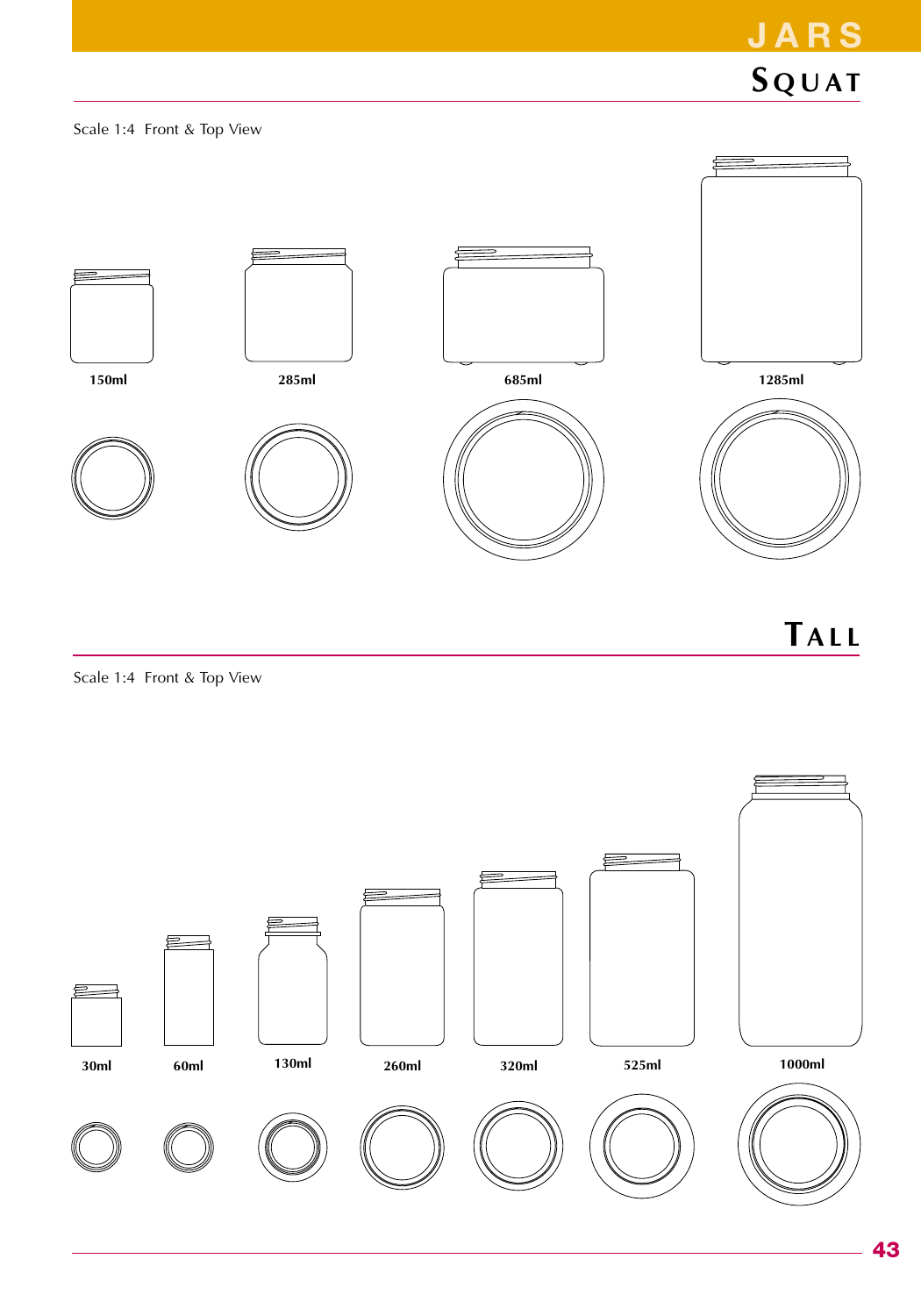# JARS

## Squat

Scale 1:4 Front & Top View

150ml

285ml

685ml

1285ml

## Tall

Scale 1:4 Front & Top View

30ml

60ml

130ml

260ml

320ml

525ml

1000ml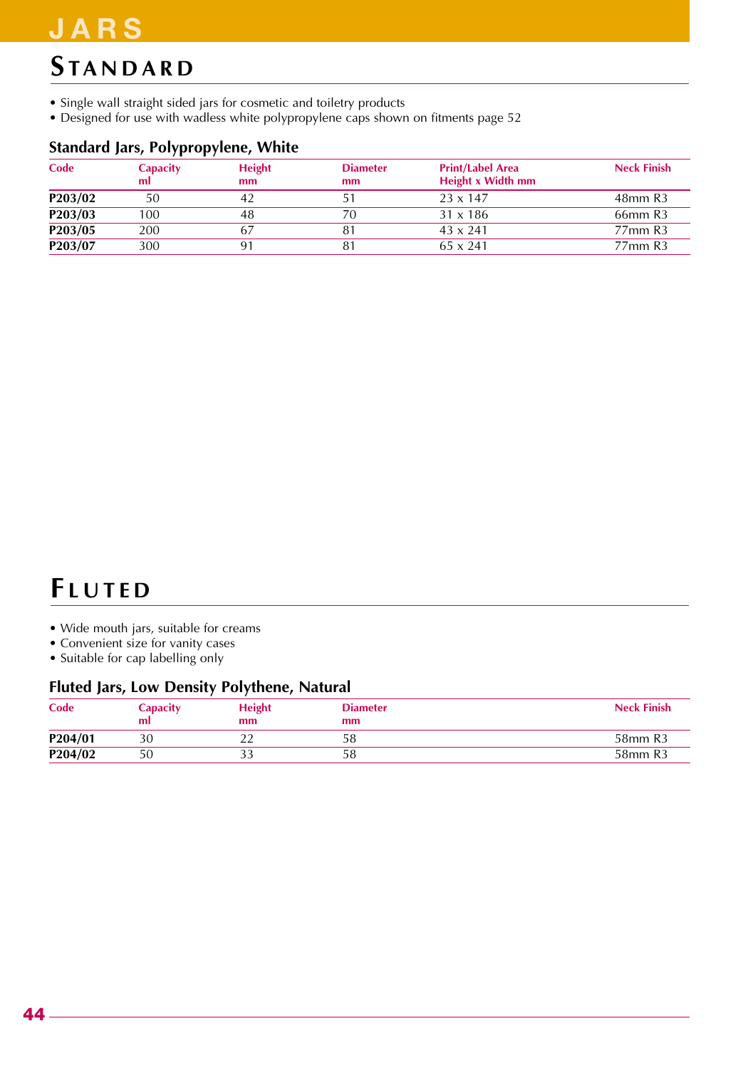# JARS

## STANDARD

- Single wall straight sided jars for cosmetic and toiletry products
- Designed for use with wadless white polypropylene caps shown on fitments page 52

### Standard Jars, Polypropylene, White

| Code | Capacity ml | Height mm | Diameter mm | Print/Label Area Height x Width mm | Neck Finish |
|---|---|---|---|---|---|
| **P203/02** | 50 | 42 | 51 | 23 x 147 | 48mm R3 |
| **P203/03** | 100 | 48 | 70 | 31 x 186 | 66mm R3 |
| **P203/05** | 200 | 67 | 81 | 43 x 241 | 77mm R3 |
| **P203/07** | 300 | 91 | 81 | 65 x 241 | 77mm R3 |

## FLUTED

- Wide mouth jars, suitable for creams
- Convenient size for vanity cases
- Suitable for cap labelling only

### Fluted Jars, Low Density Polythene, Natural

| Code | Capacity ml | Height mm | Diameter mm | Neck Finish |
|---|---|---|---|---|
| **P204/01** | 30 | 22 | 58 | 58mm R3 |
| **P204/02** | 50 | 33 | 58 | 58mm R3 |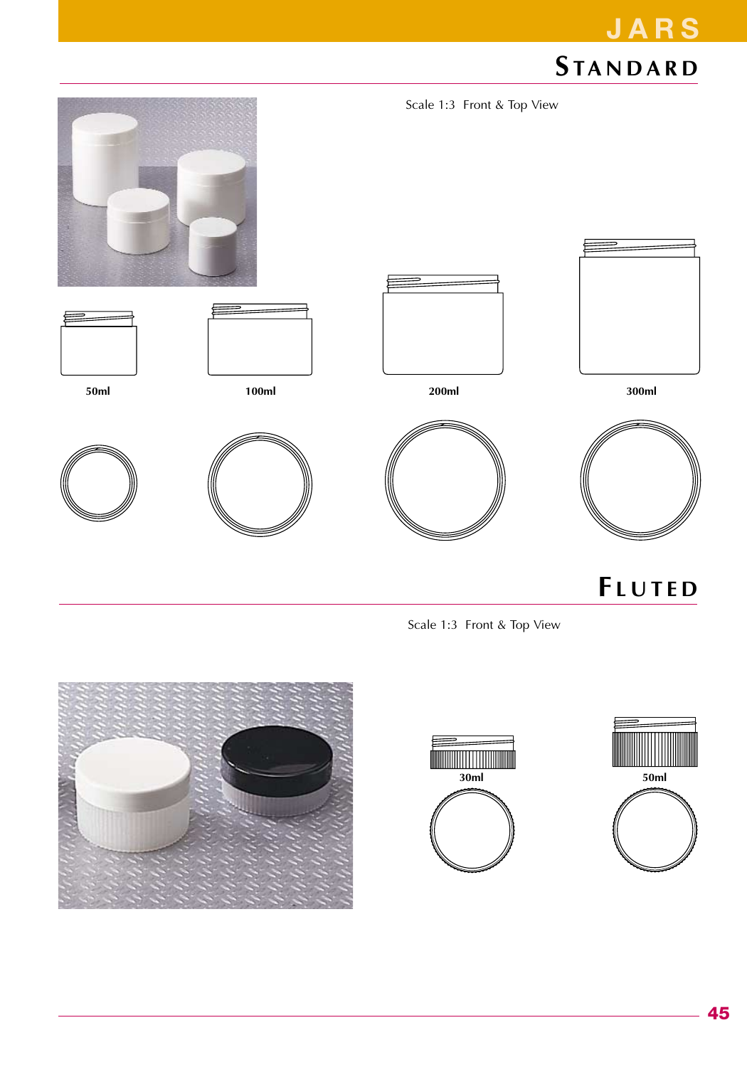# JARS

## Standard

Scale 1:3 Front & Top View

**50ml** **100ml** **200ml** **300ml**

## Fluted

Scale 1:3 Front & Top View

**30ml** **50ml**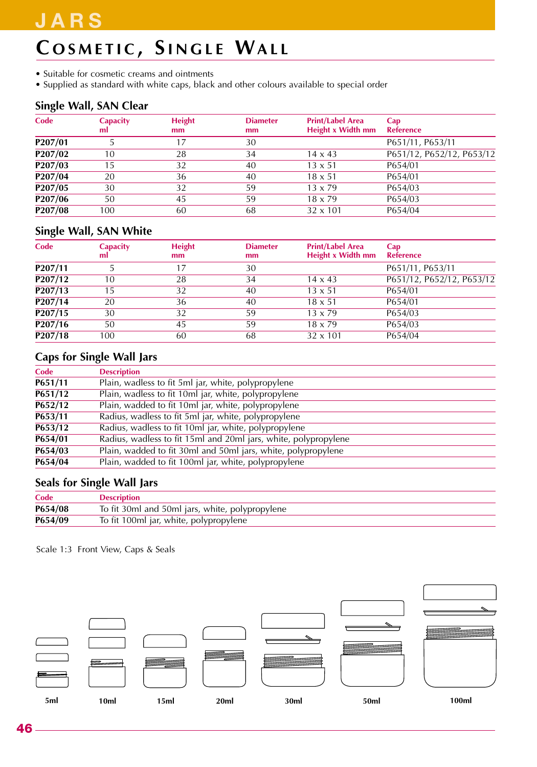# JARS

## Cosmetic, Single Wall

- Suitable for cosmetic creams and ointments
- Supplied as standard with white caps, black and other colours available to special order

### Single Wall, SAN Clear

| Code | Capacity ml | Height mm | Diameter mm | Print/Label Area Height x Width mm | Cap Reference |
|---|---|---|---|---|---|
| **P207/01** | 5 | 17 | 30 | | P651/11, P653/11 |
| **P207/02** | 10 | 28 | 34 | 14 x 43 | P651/12, P652/12, P653/12 |
| **P207/03** | 15 | 32 | 40 | 13 x 51 | P654/01 |
| **P207/04** | 20 | 36 | 40 | 18 x 51 | P654/01 |
| **P207/05** | 30 | 32 | 59 | 13 x 79 | P654/03 |
| **P207/06** | 50 | 45 | 59 | 18 x 79 | P654/03 |
| **P207/08** | 100 | 60 | 68 | 32 x 101 | P654/04 |

### Single Wall, SAN White

| Code | Capacity ml | Height mm | Diameter mm | Print/Label Area Height x Width mm | Cap Reference |
|---|---|---|---|---|---|
| **P207/11** | 5 | 17 | 30 | | P651/11, P653/11 |
| **P207/12** | 10 | 28 | 34 | 14 x 43 | P651/12, P652/12, P653/12 |
| **P207/13** | 15 | 32 | 40 | 13 x 51 | P654/01 |
| **P207/14** | 20 | 36 | 40 | 18 x 51 | P654/01 |
| **P207/15** | 30 | 32 | 59 | 13 x 79 | P654/03 |
| **P207/16** | 50 | 45 | 59 | 18 x 79 | P654/03 |
| **P207/18** | 100 | 60 | 68 | 32 x 101 | P654/04 |

### Caps for Single Wall Jars

| Code | Description |
|---|---|
| **P651/11** | Plain, wadless to fit 5ml jar, white, polypropylene |
| **P651/12** | Plain, wadless to fit 10ml jar, white, polypropylene |
| **P652/12** | Plain, wadded to fit 10ml jar, white, polypropylene |
| **P653/11** | Radius, wadless to fit 5ml jar, white, polypropylene |
| **P653/12** | Radius, wadless to fit 10ml jar, white, polypropylene |
| **P654/01** | Radius, wadless to fit 15ml and 20ml jars, white, polypropylene |
| **P654/03** | Plain, wadded to fit 30ml and 50ml jars, white, polypropylene |
| **P654/04** | Plain, wadded to fit 100ml jar, white, polypropylene |

### Seals for Single Wall Jars

| Code | Description |
|---|---|
| **P654/08** | To fit 30ml and 50ml jars, white, polypropylene |
| **P654/09** | To fit 100ml jar, white, polypropylene |

Scale 1:3 Front View, Caps & Seals

5ml 10ml 15ml 20ml 30ml 50ml 100ml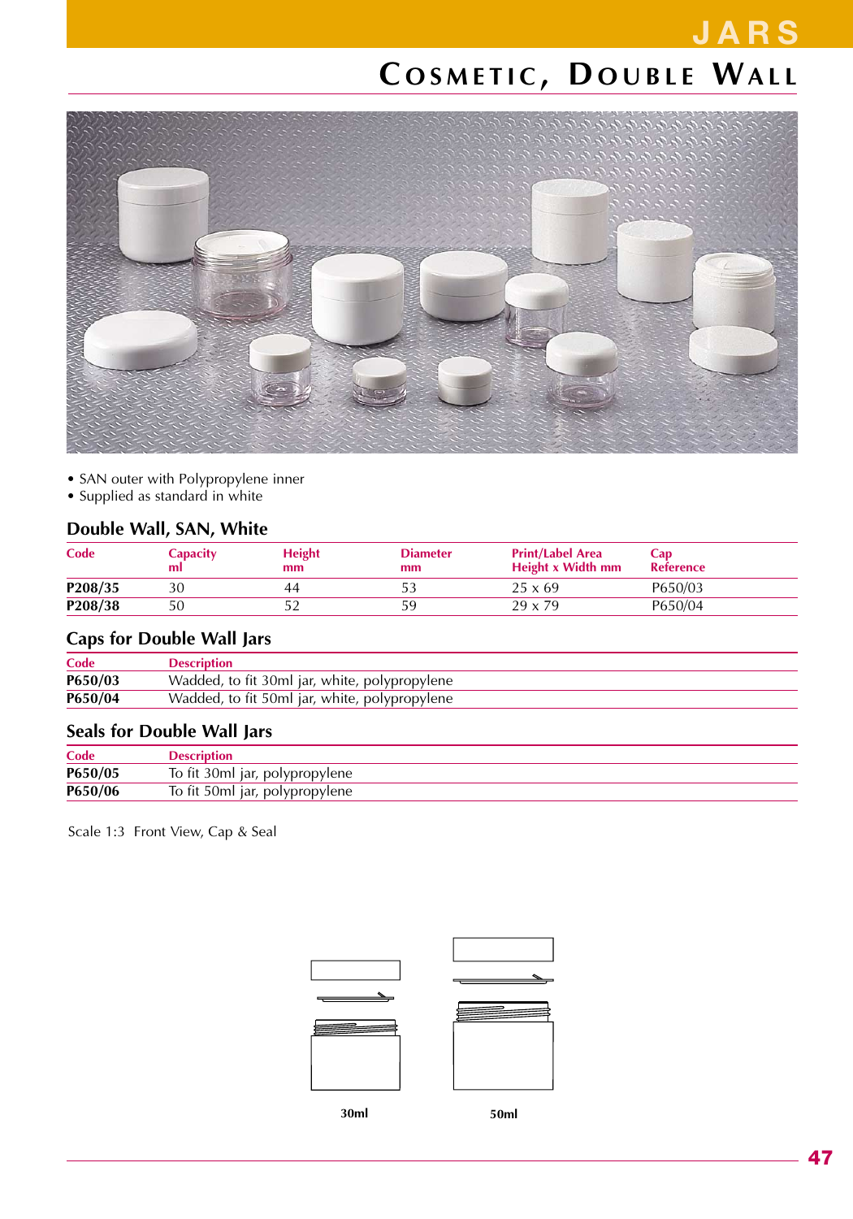# JARS

## Cosmetic, Double Wall

- SAN outer with Polypropylene inner
- Supplied as standard in white

### Double Wall, SAN, White

| Code | Capacity ml | Height mm | Diameter mm | Print/Label Area Height x Width mm | Cap Reference |
|---|---|---|---|---|---|
| **P208/35** | 30 | 44 | 53 | 25 x 69 | P650/03 |
| **P208/38** | 50 | 52 | 59 | 29 x 79 | P650/04 |

### Caps for Double Wall Jars

| Code | Description |
|---|---|
| **P650/03** | Wadded, to fit 30ml jar, white, polypropylene |
| **P650/04** | Wadded, to fit 50ml jar, white, polypropylene |

### Seals for Double Wall Jars

| Code | Description |
|---|---|
| **P650/05** | To fit 30ml jar, polypropylene |
| **P650/06** | To fit 50ml jar, polypropylene |

Scale 1:3 Front View, Cap & Seal

**30ml** **50ml**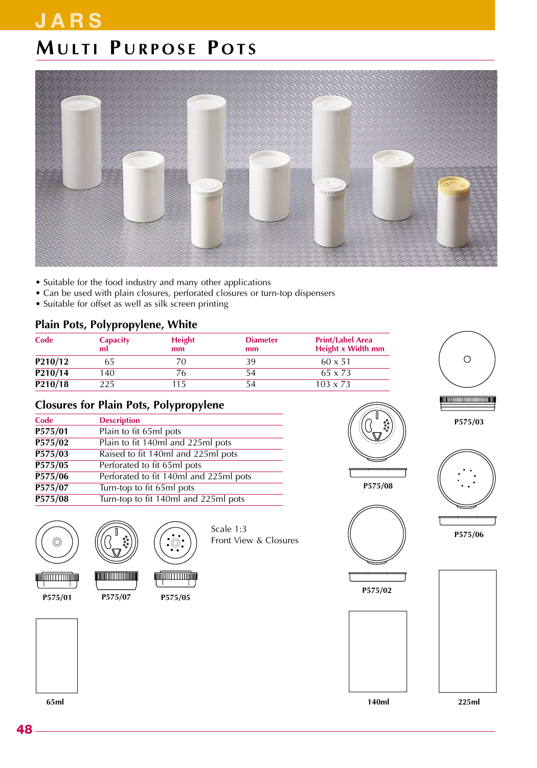# JARS

## Multi Purpose Pots

- Suitable for the food industry and many other applications
- Can be used with plain closures, perforated closures or turn-top dispensers
- Suitable for offset as well as silk screen printing

### Plain Pots, Polypropylene, White

| Code | Capacity ml | Height mm | Diameter mm | Print/Label Area Height x Width mm |
|---|---|---|---|---|
| P210/12 | 65 | 70 | 39 | 60 x 51 |
| P210/14 | 140 | 76 | 54 | 65 x 73 |
| P210/18 | 225 | 115 | 54 | 103 x 73 |

### Closures for Plain Pots, Polypropylene

| Code | Description |
|---|---|
| P575/01 | Plain to fit 65ml pots |
| P575/02 | Plain to fit 140ml and 225ml pots |
| P575/03 | Raised to fit 140ml and 225ml pots |
| P575/05 | Perforated to fit 65ml pots |
| P575/06 | Perforated to fit 140ml and 225ml pots |
| P575/07 | Turn-top to fit 65ml pots |
| P575/08 | Turn-top to fit 140ml and 225ml pots |

Scale 1:3
Front View & Closures

P575/01
P575/07
P575/05
P575/08
P575/03
P575/06
P575/02

65ml
140ml
225ml